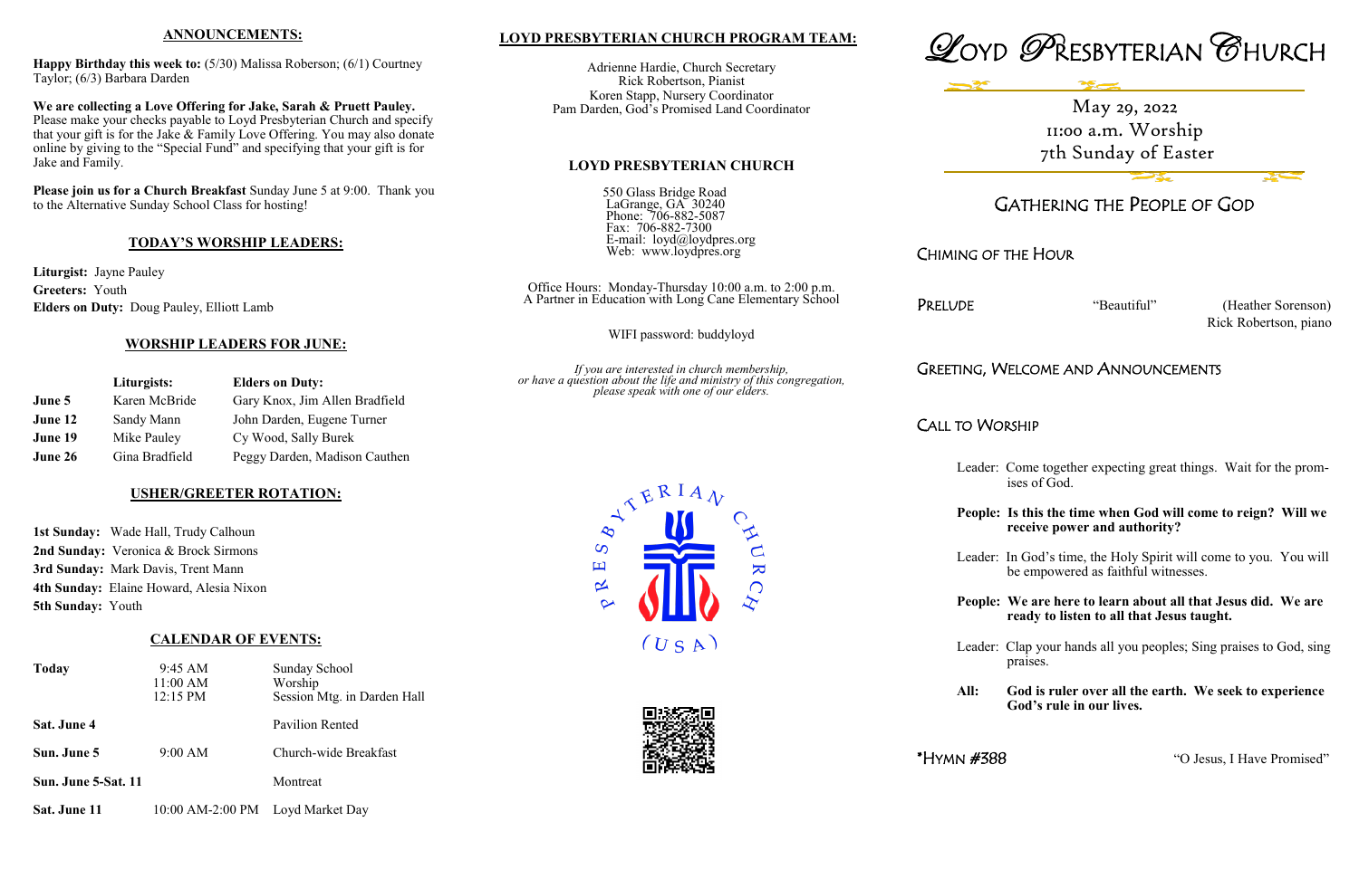## ANNOUNCEMENTS:

**Happy Birthday this week to:** (5/30) Malissa Roberson; (6/1) Courtney Taylor; (6/3) Barbara Darden

**We are collecting a Love Offering for Jake, Sarah & Pruett Pauley.** Please make your checks payable to Loyd Presbyterian Church and specify that your gift is for the Jake & Family Love Offering. You may also donate online by giving to the "Special Fund" and specifying that your gift is for Jake and Family.

**Please join us for a Church Breakfast** Sunday June 5 at 9:00. Thank you to the Alternative Sunday School Class for hosting!

## TODAY'S WORSHIP LEADERS:

**Liturgist:** Jayne Pauley
**Greeters:** Youth
**Elders on Duty:** Doug Pauley, Elliott Lamb

## WORSHIP LEADERS FOR JUNE:

| | Liturgists: | Elders on Duty: |
|---|---|---|
| **June 5** | Karen McBride | Gary Knox, Jim Allen Bradfield |
| **June 12** | Sandy Mann | John Darden, Eugene Turner |
| **June 19** | Mike Pauley | Cy Wood, Sally Burek |
| **June 26** | Gina Bradfield | Peggy Darden, Madison Cauthen |

## USHER/GREETER ROTATION:

**1st Sunday:** Wade Hall, Trudy Calhoun
**2nd Sunday:** Veronica & Brock Sirmons
**3rd Sunday:** Mark Davis, Trent Mann
**4th Sunday:** Elaine Howard, Alesia Nixon
**5th Sunday:** Youth

## CALENDAR OF EVENTS:

| | | |
|---|---|---|
| **Today** | 9:45 AM<br>11:00 AM<br>12:15 PM | Sunday School<br>Worship<br>Session Mtg. in Darden Hall |
| **Sat. June 4** | | Pavilion Rented |
| **Sun. June 5** | 9:00 AM | Church-wide Breakfast |
| **Sun. June 5-Sat. 11** | | Montreat |
| **Sat. June 11** | 10:00 AM-2:00 PM | Loyd Market Day |

## LOYD PRESBYTERIAN CHURCH PROGRAM TEAM:

Adrienne Hardie, Church Secretary
Rick Robertson, Pianist
Koren Stapp, Nursery Coordinator
Pam Darden, God's Promised Land Coordinator

## LOYD PRESBYTERIAN CHURCH

550 Glass Bridge Road
LaGrange, GA 30240
Phone: 706-882-5087
Fax: 706-882-7300
E-mail: loyd@loydpres.org
Web: www.loydpres.org

Office Hours: Monday-Thursday 10:00 a.m. to 2:00 p.m.
A Partner in Education with Long Cane Elementary School

WIFI password: buddyloyd

*If you are interested in church membership, or have a question about the life and ministry of this congregation, please speak with one of our elders.*

PRESBYTERIAN CHURCH (USA)

# LOYD PRESBYTERIAN CHURCH

May 29, 2022
11:00 a.m. Worship
7th Sunday of Easter

## GATHERING THE PEOPLE OF GOD

CHIMING OF THE HOUR

PRELUDE "Beautiful" (Heather Sorenson)
Rick Robertson, piano

GREETING, WELCOME AND ANNOUNCEMENTS

CALL TO WORSHIP

Leader: Come together expecting great things. Wait for the promises of God.

**People: Is this the time when God will come to reign? Will we receive power and authority?**

Leader: In God's time, the Holy Spirit will come to you. You will be empowered as faithful witnesses.

**People: We are here to learn about all that Jesus did. We are ready to listen to all that Jesus taught.**

Leader: Clap your hands all you peoples; Sing praises to God, sing praises.

**All: God is ruler over all the earth. We seek to experience God's rule in our lives.**

*HYMN #388 "O Jesus, I Have Promised"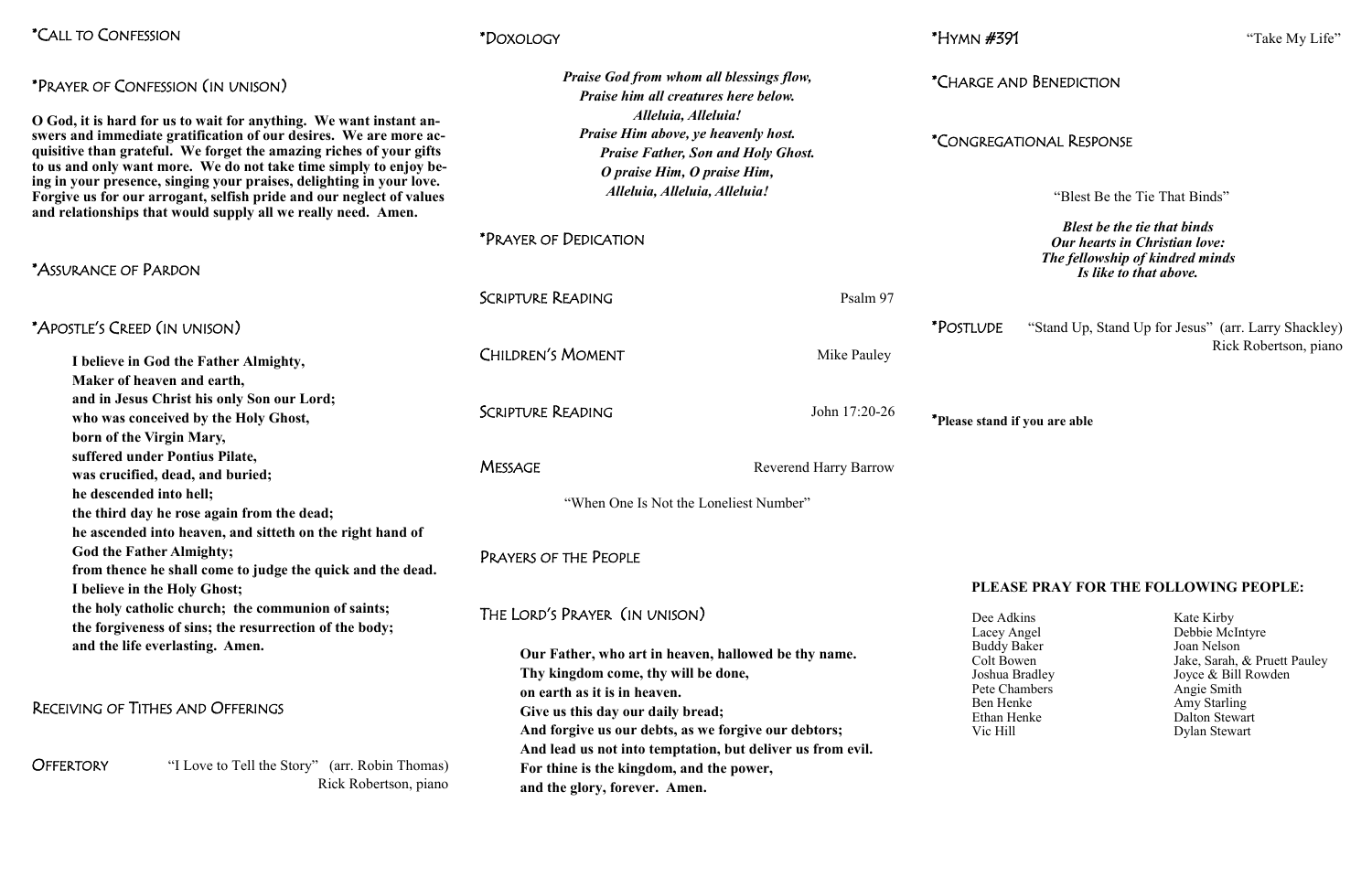## *CALL TO CONFESSION

## *PRAYER OF CONFESSION (IN UNISON)

**O God, it is hard for us to wait for anything. We want instant answers and immediate gratification of our desires. We are more acquisitive than grateful. We forget the amazing riches of your gifts to us and only want more. We do not take time simply to enjoy being in your presence, singing your praises, delighting in your love. Forgive us for our arrogant, selfish pride and our neglect of values and relationships that would supply all we really need. Amen.**

## *ASSURANCE OF PARDON

## *APOSTLE'S CREED (IN UNISON)

**I believe in God the Father Almighty,**
**Maker of heaven and earth,**
**and in Jesus Christ his only Son our Lord;**
**who was conceived by the Holy Ghost,**
**born of the Virgin Mary,**
**suffered under Pontius Pilate,**
**was crucified, dead, and buried;**
**he descended into hell;**
**the third day he rose again from the dead;**
**he ascended into heaven, and sitteth on the right hand of God the Father Almighty;**
**from thence he shall come to judge the quick and the dead.**
**I believe in the Holy Ghost;**
**the holy catholic church; the communion of saints;**
**the forgiveness of sins; the resurrection of the body;**
**and the life everlasting. Amen.**

## RECEIVING OF TITHES AND OFFERINGS

**OFFERTORY** "I Love to Tell the Story" (arr. Robin Thomas)
Rick Robertson, piano

## *DOXOLOGY

***Praise God from whom all blessings flow,***
***Praise him all creatures here below.***
***Alleluia, Alleluia!***
***Praise Him above, ye heavenly host.***
***Praise Father, Son and Holy Ghost.***
***O praise Him, O praise Him,***
***Alleluia, Alleluia, Alleluia!***

## *PRAYER OF DEDICATION

**SCRIPTURE READING** Psalm 97

**CHILDREN'S MOMENT** Mike Pauley

**SCRIPTURE READING** John 17:20-26

**MESSAGE** Reverend Harry Barrow

"When One Is Not the Loneliest Number"

## PRAYERS OF THE PEOPLE

## THE LORD'S PRAYER (IN UNISON)

**Our Father, who art in heaven, hallowed be thy name.**
**Thy kingdom come, thy will be done,**
**on earth as it is in heaven.**
**Give us this day our daily bread;**
**And forgive us our debts, as we forgive our debtors;**
**And lead us not into temptation, but deliver us from evil.**
**For thine is the kingdom, and the power,**
**and the glory, forever. Amen.**

## *HYMN #391 "Take My Life"

## *CHARGE AND BENEDICTION

## *CONGREGATIONAL RESPONSE

"Blest Be the Tie That Binds"

***Blest be the tie that binds***
***Our hearts in Christian love:***
***The fellowship of kindred minds***
***Is like to that above.***

**\*POSTLUDE** "Stand Up, Stand Up for Jesus" (arr. Larry Shackley)
Rick Robertson, piano

***Please stand if you are able**

### PLEASE PRAY FOR THE FOLLOWING PEOPLE:

Dee Adkins
Lacey Angel
Buddy Baker
Colt Bowen
Joshua Bradley
Pete Chambers
Ben Henke
Ethan Henke
Vic Hill
Kate Kirby
Debbie McIntyre
Joan Nelson
Jake, Sarah, & Pruett Pauley
Joyce & Bill Rowden
Angie Smith
Amy Starling
Dalton Stewart
Dylan Stewart